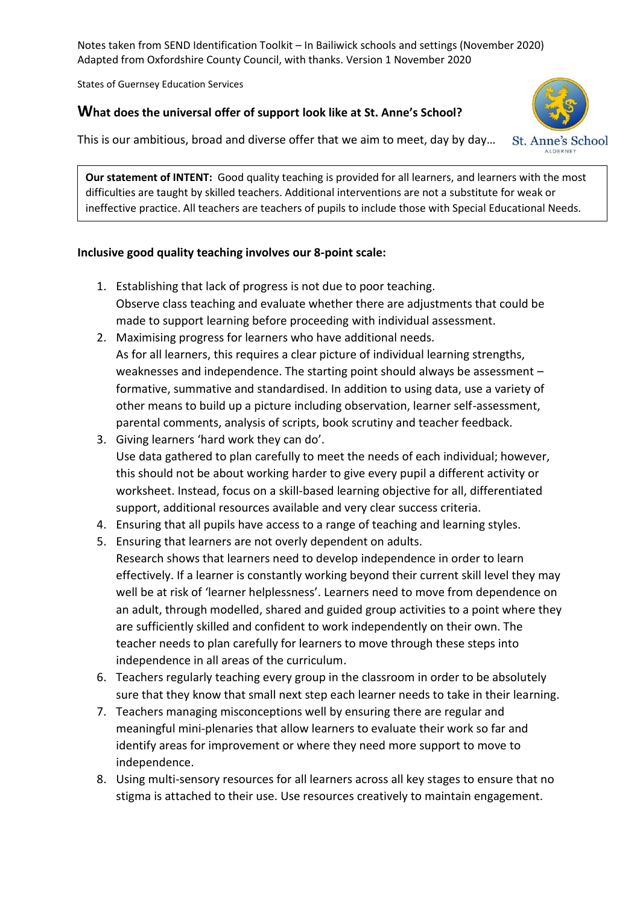Notes taken from SEND Identification Toolkit – In Bailiwick schools and settings (November 2020)
Adapted from Oxfordshire County Council, with thanks. Version 1 November 2020

States of Guernsey Education Services

## What does the universal offer of support look like at St. Anne's School?

This is our ambitious, broad and diverse offer that we aim to meet, day by day…

St. Anne's School
ALDERNEY

**Our statement of INTENT:** Good quality teaching is provided for all learners, and learners with the most difficulties are taught by skilled teachers. Additional interventions are not a substitute for weak or ineffective practice. All teachers are teachers of pupils to include those with Special Educational Needs.

**Inclusive good quality teaching involves our 8-point scale:**

1. Establishing that lack of progress is not due to poor teaching.
   Observe class teaching and evaluate whether there are adjustments that could be made to support learning before proceeding with individual assessment.
2. Maximising progress for learners who have additional needs.
   As for all learners, this requires a clear picture of individual learning strengths, weaknesses and independence. The starting point should always be assessment – formative, summative and standardised. In addition to using data, use a variety of other means to build up a picture including observation, learner self-assessment, parental comments, analysis of scripts, book scrutiny and teacher feedback.
3. Giving learners 'hard work they can do'.
   Use data gathered to plan carefully to meet the needs of each individual; however, this should not be about working harder to give every pupil a different activity or worksheet. Instead, focus on a skill-based learning objective for all, differentiated support, additional resources available and very clear success criteria.
4. Ensuring that all pupils have access to a range of teaching and learning styles.
5. Ensuring that learners are not overly dependent on adults.
   Research shows that learners need to develop independence in order to learn effectively. If a learner is constantly working beyond their current skill level they may well be at risk of 'learner helplessness'. Learners need to move from dependence on an adult, through modelled, shared and guided group activities to a point where they are sufficiently skilled and confident to work independently on their own. The teacher needs to plan carefully for learners to move through these steps into independence in all areas of the curriculum.
6. Teachers regularly teaching every group in the classroom in order to be absolutely sure that they know that small next step each learner needs to take in their learning.
7. Teachers managing misconceptions well by ensuring there are regular and meaningful mini-plenaries that allow learners to evaluate their work so far and identify areas for improvement or where they need more support to move to independence.
8. Using multi-sensory resources for all learners across all key stages to ensure that no stigma is attached to their use. Use resources creatively to maintain engagement.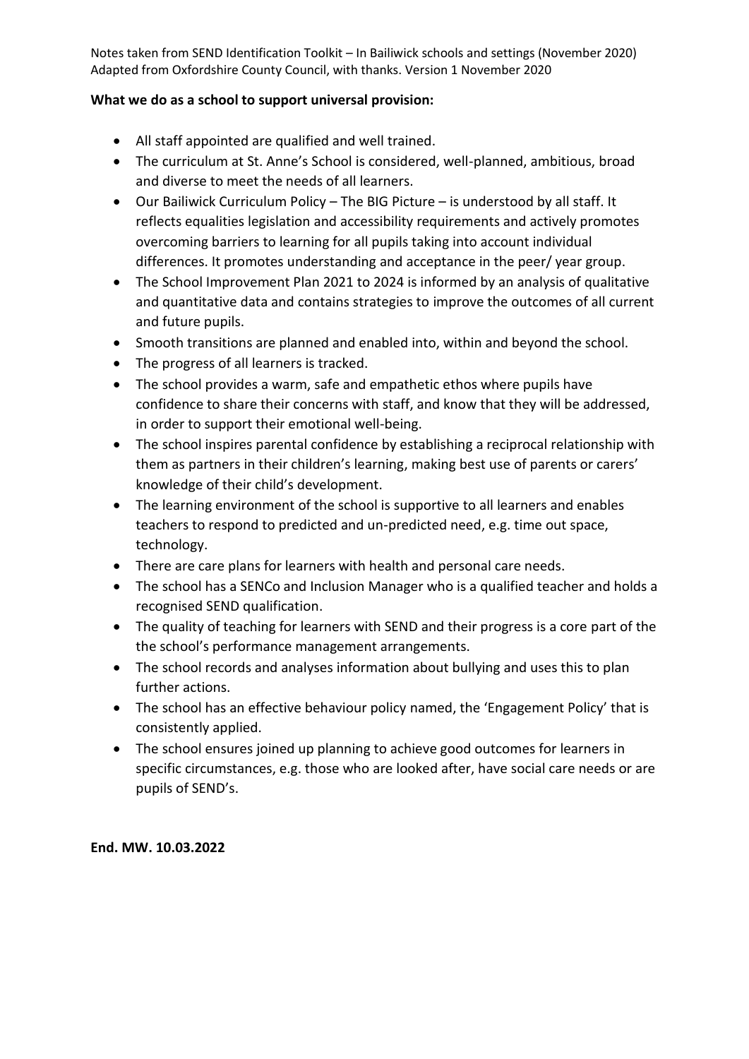Notes taken from SEND Identification Toolkit – In Bailiwick schools and settings (November 2020) Adapted from Oxfordshire County Council, with thanks. Version 1 November 2020

**What we do as a school to support universal provision:**

- All staff appointed are qualified and well trained.
- The curriculum at St. Anne's School is considered, well-planned, ambitious, broad and diverse to meet the needs of all learners.
- Our Bailiwick Curriculum Policy – The BIG Picture – is understood by all staff. It reflects equalities legislation and accessibility requirements and actively promotes overcoming barriers to learning for all pupils taking into account individual differences. It promotes understanding and acceptance in the peer/ year group.
- The School Improvement Plan 2021 to 2024 is informed by an analysis of qualitative and quantitative data and contains strategies to improve the outcomes of all current and future pupils.
- Smooth transitions are planned and enabled into, within and beyond the school.
- The progress of all learners is tracked.
- The school provides a warm, safe and empathetic ethos where pupils have confidence to share their concerns with staff, and know that they will be addressed, in order to support their emotional well-being.
- The school inspires parental confidence by establishing a reciprocal relationship with them as partners in their children's learning, making best use of parents or carers' knowledge of their child's development.
- The learning environment of the school is supportive to all learners and enables teachers to respond to predicted and un-predicted need, e.g. time out space, technology.
- There are care plans for learners with health and personal care needs.
- The school has a SENCo and Inclusion Manager who is a qualified teacher and holds a recognised SEND qualification.
- The quality of teaching for learners with SEND and their progress is a core part of the the school's performance management arrangements.
- The school records and analyses information about bullying and uses this to plan further actions.
- The school has an effective behaviour policy named, the 'Engagement Policy' that is consistently applied.
- The school ensures joined up planning to achieve good outcomes for learners in specific circumstances, e.g. those who are looked after, have social care needs or are pupils of SEND's.

**End. MW. 10.03.2022**